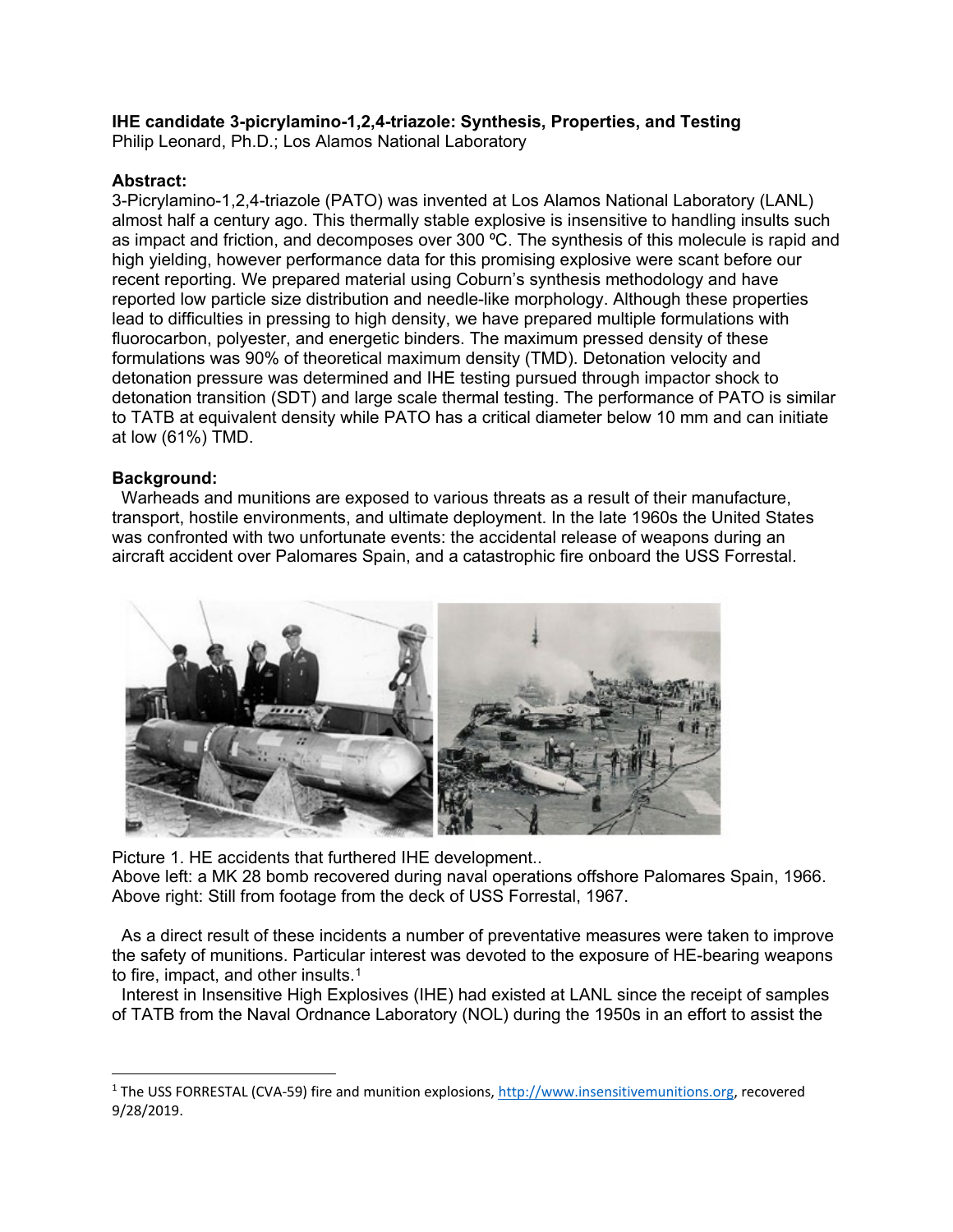**IHE candidate 3-picrylamino-1,2,4-triazole: Synthesis, Properties, and Testing**
Philip Leonard, Ph.D.; Los Alamos National Laboratory

**Abstract:**
3-Picrylamino-1,2,4-triazole (PATO) was invented at Los Alamos National Laboratory (LANL) almost half a century ago. This thermally stable explosive is insensitive to handling insults such as impact and friction, and decomposes over 300 ºC. The synthesis of this molecule is rapid and high yielding, however performance data for this promising explosive were scant before our recent reporting. We prepared material using Coburn's synthesis methodology and have reported low particle size distribution and needle-like morphology. Although these properties lead to difficulties in pressing to high density, we have prepared multiple formulations with fluorocarbon, polyester, and energetic binders. The maximum pressed density of these formulations was 90% of theoretical maximum density (TMD). Detonation velocity and detonation pressure was determined and IHE testing pursued through impactor shock to detonation transition (SDT) and large scale thermal testing. The performance of PATO is similar to TATB at equivalent density while PATO has a critical diameter below 10 mm and can initiate at low (61%) TMD.

**Background:**
Warheads and munitions are exposed to various threats as a result of their manufacture, transport, hostile environments, and ultimate deployment. In the late 1960s the United States was confronted with two unfortunate events: the accidental release of weapons during an aircraft accident over Palomares Spain, and a catastrophic fire onboard the USS Forrestal.

Picture 1. HE accidents that furthered IHE development..
Above left: a MK 28 bomb recovered during naval operations offshore Palomares Spain, 1966.
Above right: Still from footage from the deck of USS Forrestal, 1967.

As a direct result of these incidents a number of preventative measures were taken to improve the safety of munitions. Particular interest was devoted to the exposure of HE-bearing weapons to fire, impact, and other insults.[1]

Interest in Insensitive High Explosives (IHE) had existed at LANL since the receipt of samples of TATB from the Naval Ordnance Laboratory (NOL) during the 1950s in an effort to assist the

[1] The USS FORRESTAL (CVA-59) fire and munition explosions, http://www.insensitivemunitions.org, recovered 9/28/2019.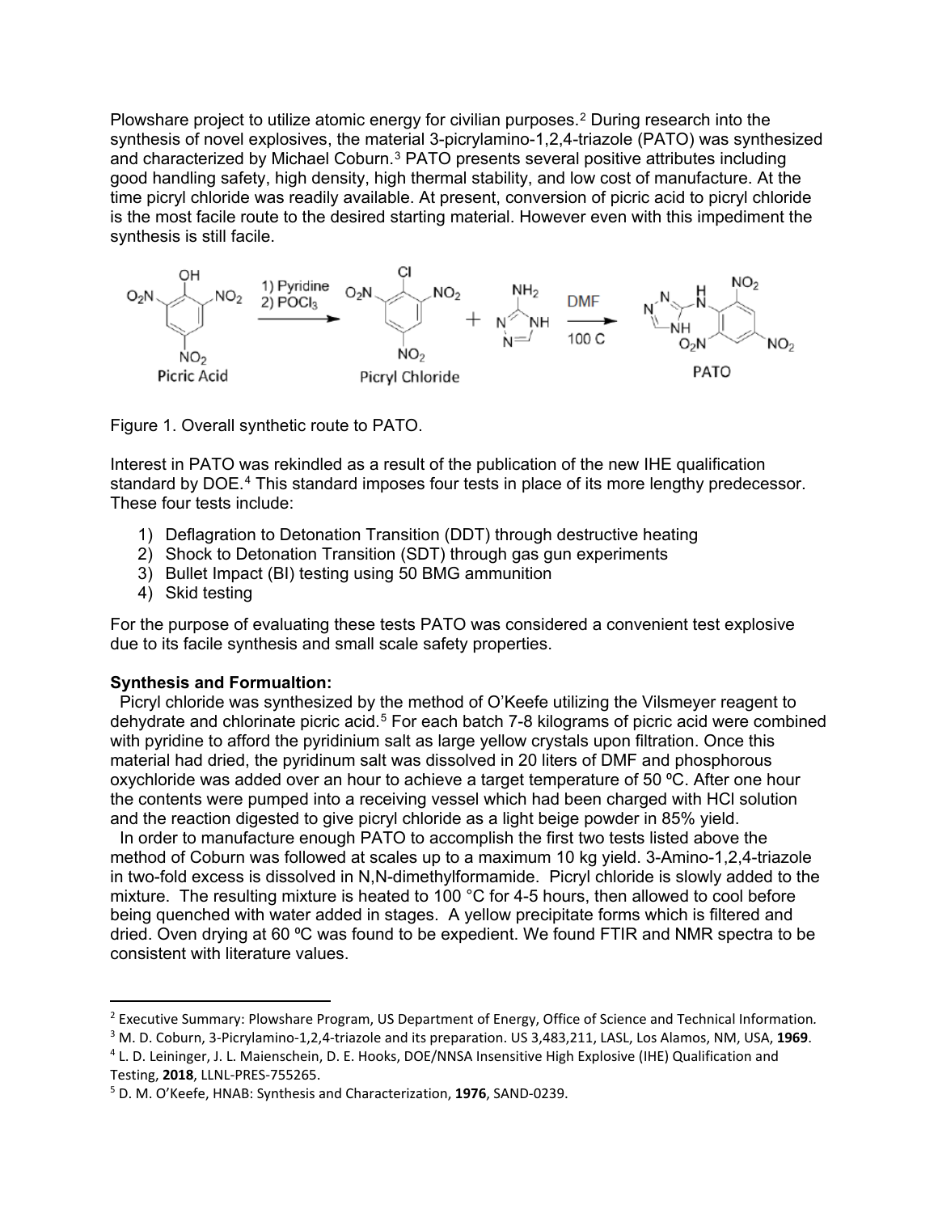Plowshare project to utilize atomic energy for civilian purposes.[2] During research into the synthesis of novel explosives, the material 3-picrylamino-1,2,4-triazole (PATO) was synthesized and characterized by Michael Coburn.[3] PATO presents several positive attributes including good handling safety, high density, high thermal stability, and low cost of manufacture. At the time picryl chloride was readily available. At present, conversion of picric acid to picryl chloride is the most facile route to the desired starting material. However even with this impediment the synthesis is still facile.

Figure 1. Overall synthetic route to PATO.

Interest in PATO was rekindled as a result of the publication of the new IHE qualification standard by DOE.[4] This standard imposes four tests in place of its more lengthy predecessor. These four tests include:

1) Deflagration to Detonation Transition (DDT) through destructive heating
2) Shock to Detonation Transition (SDT) through gas gun experiments
3) Bullet Impact (BI) testing using 50 BMG ammunition
4) Skid testing

For the purpose of evaluating these tests PATO was considered a convenient test explosive due to its facile synthesis and small scale safety properties.

**Synthesis and Formualtion:**

Picryl chloride was synthesized by the method of O'Keefe utilizing the Vilsmeyer reagent to dehydrate and chlorinate picric acid.[5] For each batch 7-8 kilograms of picric acid were combined with pyridine to afford the pyridinium salt as large yellow crystals upon filtration. Once this material had dried, the pyridinum salt was dissolved in 20 liters of DMF and phosphorous oxychloride was added over an hour to achieve a target temperature of 50 ºC. After one hour the contents were pumped into a receiving vessel which had been charged with HCl solution and the reaction digested to give picryl chloride as a light beige powder in 85% yield.

In order to manufacture enough PATO to accomplish the first two tests listed above the method of Coburn was followed at scales up to a maximum 10 kg yield. 3-Amino-1,2,4-triazole in two-fold excess is dissolved in N,N-dimethylformamide. Picryl chloride is slowly added to the mixture. The resulting mixture is heated to 100 °C for 4-5 hours, then allowed to cool before being quenched with water added in stages. A yellow precipitate forms which is filtered and dried. Oven drying at 60 ºC was found to be expedient. We found FTIR and NMR spectra to be consistent with literature values.

---

[2] Executive Summary: Plowshare Program, US Department of Energy, Office of Science and Technical Information.

[3] M. D. Coburn, 3-Picrylamino-1,2,4-triazole and its preparation. US 3,483,211, LASL, Los Alamos, NM, USA, **1969**.

[4] L. D. Leininger, J. L. Maienschein, D. E. Hooks, DOE/NNSA Insensitive High Explosive (IHE) Qualification and Testing, **2018**, LLNL-PRES-755265.

[5] D. M. O'Keefe, HNAB: Synthesis and Characterization, **1976**, SAND-0239.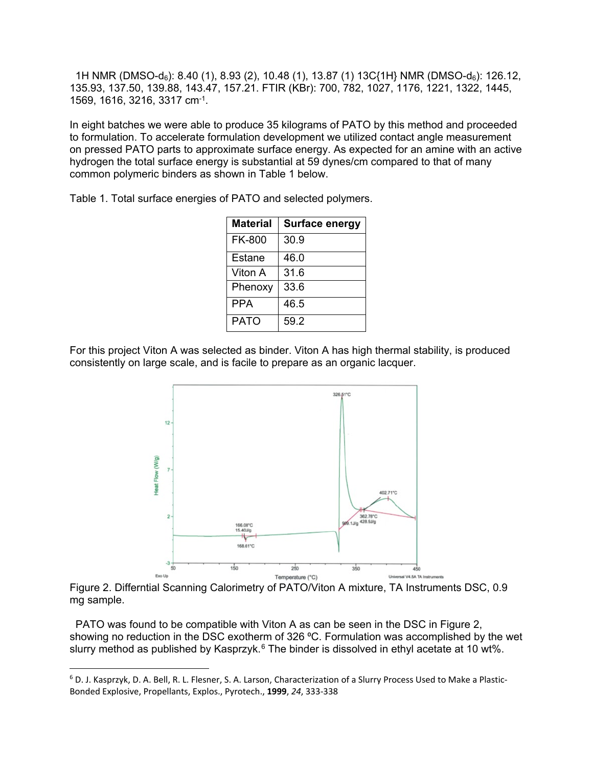1H NMR (DMSO-$d_6$): 8.40 (1), 8.93 (2), 10.48 (1), 13.87 (1) 13C{1H} NMR (DMSO-$d_6$): 126.12, 135.93, 137.50, 139.88, 143.47, 157.21. FTIR (KBr): 700, 782, 1027, 1176, 1221, 1322, 1445, 1569, 1616, 3216, 3317 $cm^{-1}$.

In eight batches we were able to produce 35 kilograms of PATO by this method and proceeded to formulation. To accelerate formulation development we utilized contact angle measurement on pressed PATO parts to approximate surface energy. As expected for an amine with an active hydrogen the total surface energy is substantial at 59 dynes/cm compared to that of many common polymeric binders as shown in Table 1 below.

Table 1. Total surface energies of PATO and selected polymers.

| Material | Surface energy |
|---|---|
| FK-800 | 30.9 |
| Estane | 46.0 |
| Viton A | 31.6 |
| Phenoxy | 33.6 |
| PPA | 46.5 |
| PATO | 59.2 |

For this project Viton A was selected as binder. Viton A has high thermal stability, is produced consistently on large scale, and is facile to prepare as an organic lacquer.

Figure 2. Differntial Scanning Calorimetry of PATO/Viton A mixture, TA Instruments DSC, 0.9 mg sample.

PATO was found to be compatible with Viton A as can be seen in the DSC in Figure 2, showing no reduction in the DSC exotherm of 326 ºC. Formulation was accomplished by the wet slurry method as published by Kasprzyk.[6] The binder is dissolved in ethyl acetate at 10 wt%.

[6] D. J. Kasprzyk, D. A. Bell, R. L. Flesner, S. A. Larson, Characterization of a Slurry Process Used to Make a Plastic-Bonded Explosive, Propellants, Explos., Pyrotech., **1999**, *24*, 333-338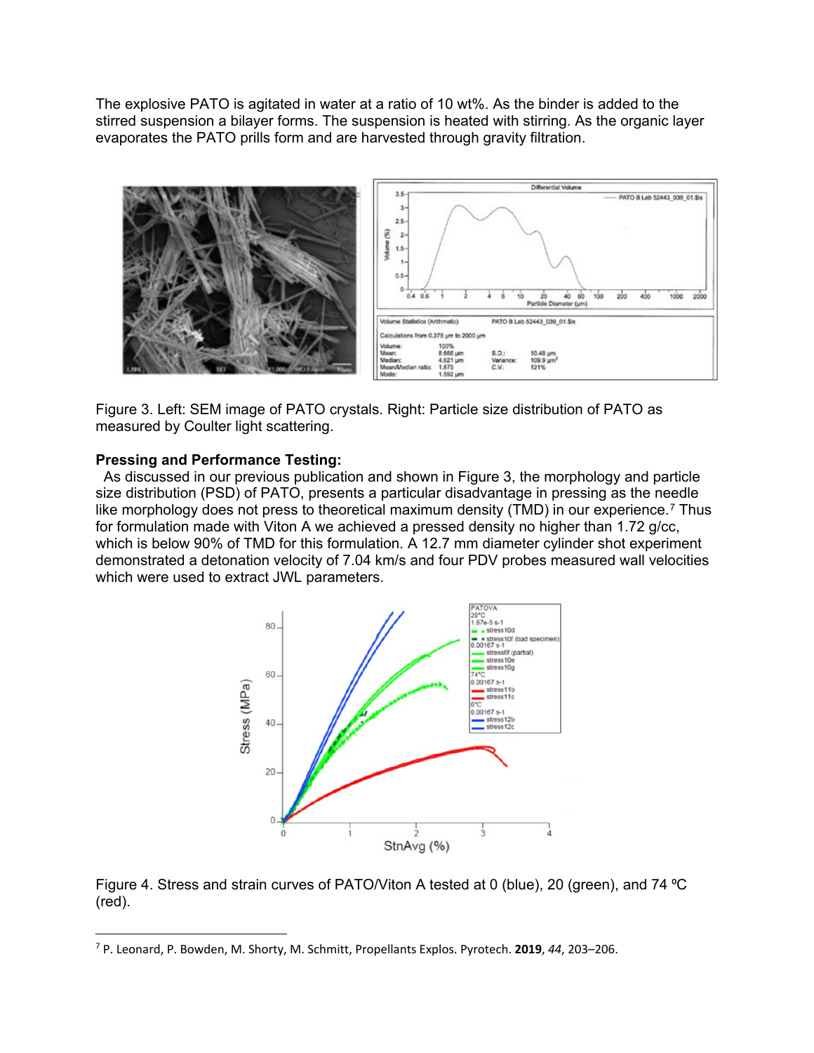The explosive PATO is agitated in water at a ratio of 10 wt%. As the binder is added to the stirred suspension a bilayer forms. The suspension is heated with stirring. As the organic layer evaporates the PATO prills form and are harvested through gravity filtration.

Figure 3. Left: SEM image of PATO crystals. Right: Particle size distribution of PATO as measured by Coulter light scattering.

**Pressing and Performance Testing:**

As discussed in our previous publication and shown in Figure 3, the morphology and particle size distribution (PSD) of PATO, presents a particular disadvantage in pressing as the needle like morphology does not press to theoretical maximum density (TMD) in our experience.[7] Thus for formulation made with Viton A we achieved a pressed density no higher than 1.72 g/cc, which is below 90% of TMD for this formulation. A 12.7 mm diameter cylinder shot experiment demonstrated a detonation velocity of 7.04 km/s and four PDV probes measured wall velocities which were used to extract JWL parameters.

Figure 4. Stress and strain curves of PATO/Viton A tested at 0 (blue), 20 (green), and 74 ºC (red).

[7] P. Leonard, P. Bowden, M. Shorty, M. Schmitt, Propellants Explos. Pyrotech. **2019**, *44*, 203–206.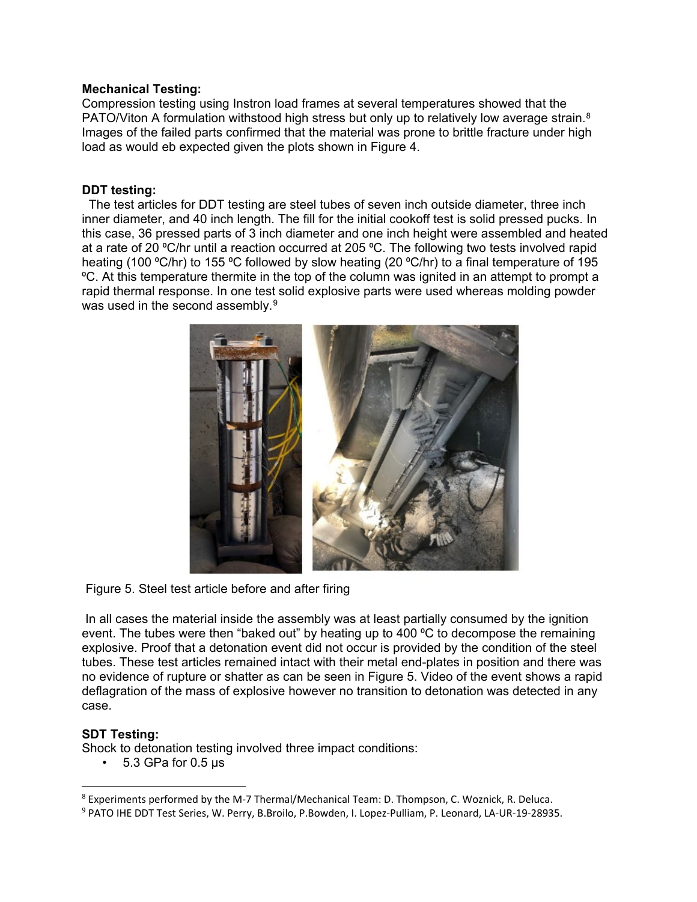**Mechanical Testing:**
Compression testing using Instron load frames at several temperatures showed that the PATO/Viton A formulation withstood high stress but only up to relatively low average strain.[8] Images of the failed parts confirmed that the material was prone to brittle fracture under high load as would eb expected given the plots shown in Figure 4.

**DDT testing:**
The test articles for DDT testing are steel tubes of seven inch outside diameter, three inch inner diameter, and 40 inch length. The fill for the initial cookoff test is solid pressed pucks. In this case, 36 pressed parts of 3 inch diameter and one inch height were assembled and heated at a rate of 20 ºC/hr until a reaction occurred at 205 ºC. The following two tests involved rapid heating (100 ºC/hr) to 155 ºC followed by slow heating (20 ºC/hr) to a final temperature of 195 ºC. At this temperature thermite in the top of the column was ignited in an attempt to prompt a rapid thermal response. In one test solid explosive parts were used whereas molding powder was used in the second assembly.[9]

Figure 5. Steel test article before and after firing

In all cases the material inside the assembly was at least partially consumed by the ignition event. The tubes were then "baked out" by heating up to 400 ºC to decompose the remaining explosive. Proof that a detonation event did not occur is provided by the condition of the steel tubes. These test articles remained intact with their metal end-plates in position and there was no evidence of rupture or shatter as can be seen in Figure 5. Video of the event shows a rapid deflagration of the mass of explosive however no transition to detonation was detected in any case.

**SDT Testing:**
Shock to detonation testing involved three impact conditions:

- 5.3 GPa for 0.5 μs

---

[8] Experiments performed by the M-7 Thermal/Mechanical Team: D. Thompson, C. Woznick, R. Deluca.

[9] PATO IHE DDT Test Series, W. Perry, B.Broilo, P.Bowden, I. Lopez-Pulliam, P. Leonard, LA-UR-19-28935.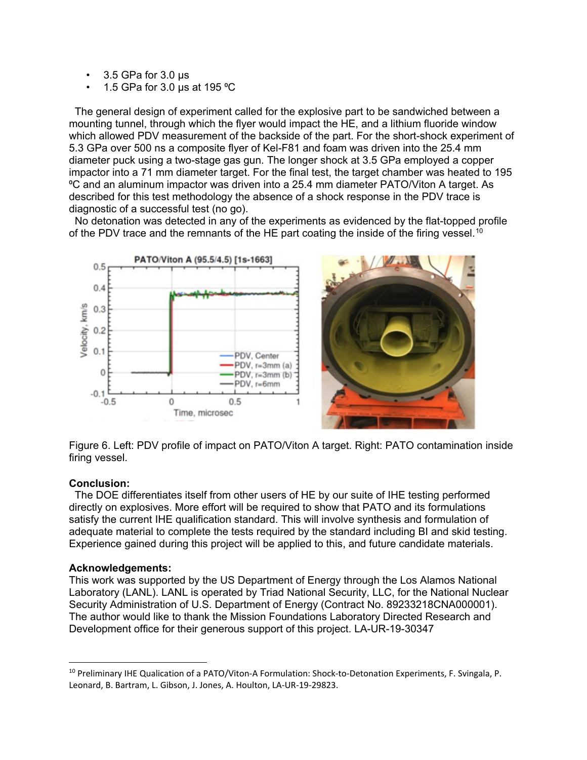- 3.5 GPa for 3.0 µs
- 1.5 GPa for 3.0 µs at 195 ºC

The general design of experiment called for the explosive part to be sandwiched between a mounting tunnel, through which the flyer would impact the HE, and a lithium fluoride window which allowed PDV measurement of the backside of the part. For the short-shock experiment of 5.3 GPa over 500 ns a composite flyer of Kel-F81 and foam was driven into the 25.4 mm diameter puck using a two-stage gas gun. The longer shock at 3.5 GPa employed a copper impactor into a 71 mm diameter target. For the final test, the target chamber was heated to 195 ºC and an aluminum impactor was driven into a 25.4 mm diameter PATO/Viton A target. As described for this test methodology the absence of a shock response in the PDV trace is diagnostic of a successful test (no go).

No detonation was detected in any of the experiments as evidenced by the flat-topped profile of the PDV trace and the remnants of the HE part coating the inside of the firing vessel.[10]

PATO/Viton A (95.5/4.5) [1s-1663]

Velocity, km/s

0.5
0.4
0.3
0.2
0.1
0
-0.1

Time, microsec

-0.5
0
0.5
1

PDV, Center
PDV, r=3mm (a)
PDV, r=3mm (b)
PDV, r=6mm

Figure 6. Left: PDV profile of impact on PATO/Viton A target. Right: PATO contamination inside firing vessel.

**Conclusion:**

The DOE differentiates itself from other users of HE by our suite of IHE testing performed directly on explosives. More effort will be required to show that PATO and its formulations satisfy the current IHE qualification standard. This will involve synthesis and formulation of adequate material to complete the tests required by the standard including BI and skid testing. Experience gained during this project will be applied to this, and future candidate materials.

**Acknowledgements:**

This work was supported by the US Department of Energy through the Los Alamos National Laboratory (LANL). LANL is operated by Triad National Security, LLC, for the National Nuclear Security Administration of U.S. Department of Energy (Contract No. 89233218CNA000001). The author would like to thank the Mission Foundations Laboratory Directed Research and Development office for their generous support of this project. LA-UR-19-30347

---

[10] Preliminary IHE Qualication of a PATO/Viton-A Formulation: Shock-to-Detonation Experiments, F. Svingala, P. Leonard, B. Bartram, L. Gibson, J. Jones, A. Houlton, LA-UR-19-29823.